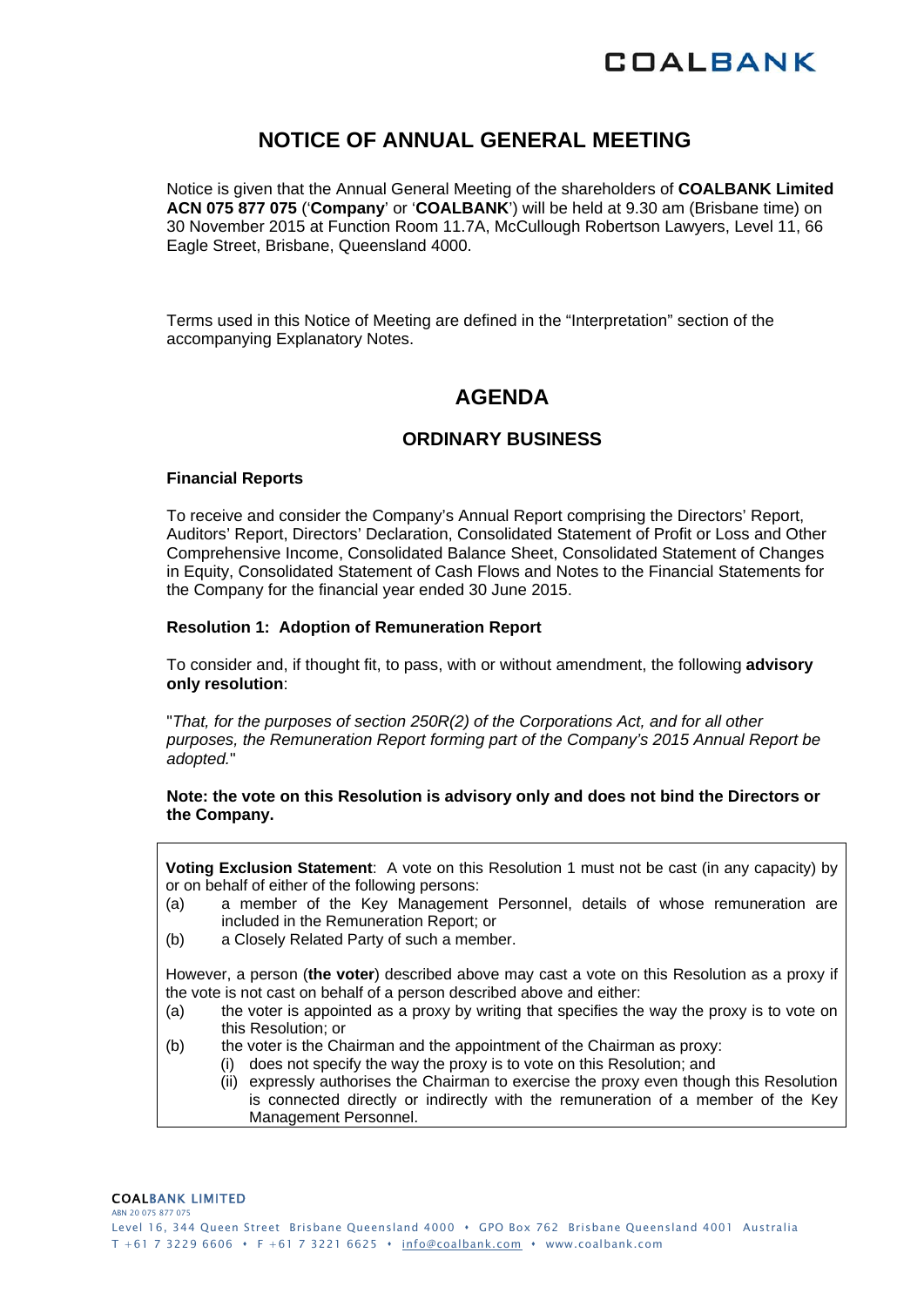# NOTICE OF ANNUAL GENERAL MEETING

Notice is given that the Annual General Meeting of the shareholders of **COALBANK Limited ACN 075 877 075** ('**Company**' or '**COALBANK**') will be held at 9.30 am (Brisbane time) on 30 November 2015 at Function Room 11.7A, McCullough Robertson Lawyers, Level 11, 66 Eagle Street, Brisbane, Queensland 4000.

Terms used in this Notice of Meeting are defined in the "Interpretation" section of the accompanying Explanatory Notes.

## AGENDA

### ORDINARY BUSINESS

**Financial Reports**

To receive and consider the Company's Annual Report comprising the Directors' Report, Auditors' Report, Directors' Declaration, Consolidated Statement of Profit or Loss and Other Comprehensive Income, Consolidated Balance Sheet, Consolidated Statement of Changes in Equity, Consolidated Statement of Cash Flows and Notes to the Financial Statements for the Company for the financial year ended 30 June 2015.

**Resolution 1: Adoption of Remuneration Report**

To consider and, if thought fit, to pass, with or without amendment, the following **advisory only resolution**:

"*That, for the purposes of section 250R(2) of the Corporations Act, and for all other purposes, the Remuneration Report forming part of the Company's 2015 Annual Report be adopted.*"

**Note: the vote on this Resolution is advisory only and does not bind the Directors or the Company.**

**Voting Exclusion Statement**: A vote on this Resolution 1 must not be cast (in any capacity) by or on behalf of either of the following persons:

(a) a member of the Key Management Personnel, details of whose remuneration are included in the Remuneration Report; or

(b) a Closely Related Party of such a member.

However, a person (**the voter**) described above may cast a vote on this Resolution as a proxy if the vote is not cast on behalf of a person described above and either:

(a) the voter is appointed as a proxy by writing that specifies the way the proxy is to vote on this Resolution; or

(b) the voter is the Chairman and the appointment of the Chairman as proxy:

  (i) does not specify the way the proxy is to vote on this Resolution; and

  (ii) expressly authorises the Chairman to exercise the proxy even though this Resolution is connected directly or indirectly with the remuneration of a member of the Key Management Personnel.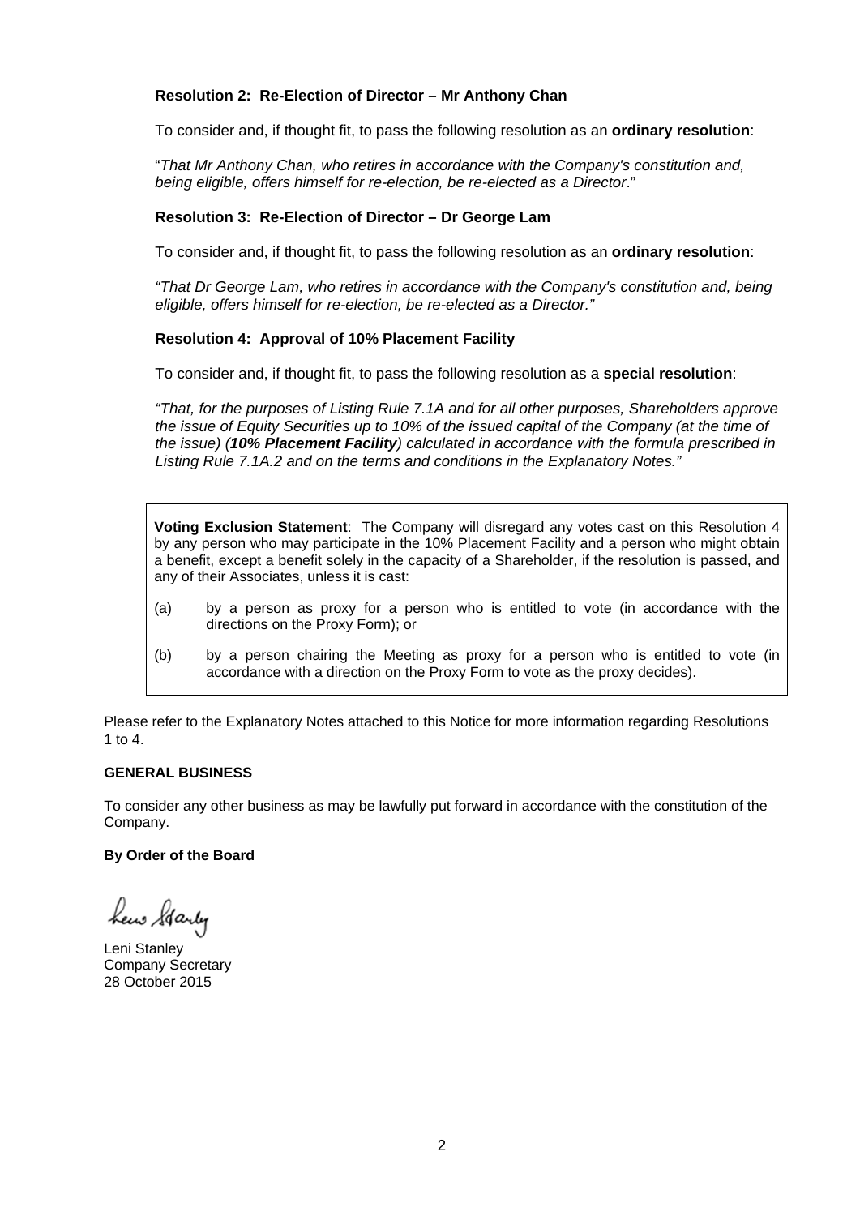**Resolution 2: Re-Election of Director – Mr Anthony Chan**

To consider and, if thought fit, to pass the following resolution as an **ordinary resolution**:

"*That Mr Anthony Chan, who retires in accordance with the Company's constitution and, being eligible, offers himself for re-election, be re-elected as a Director*."

**Resolution 3: Re-Election of Director – Dr George Lam**

To consider and, if thought fit, to pass the following resolution as an **ordinary resolution**:

*"That Dr George Lam, who retires in accordance with the Company's constitution and, being eligible, offers himself for re-election, be re-elected as a Director."*

**Resolution 4: Approval of 10% Placement Facility**

To consider and, if thought fit, to pass the following resolution as a **special resolution**:

*"That, for the purposes of Listing Rule 7.1A and for all other purposes, Shareholders approve the issue of Equity Securities up to 10% of the issued capital of the Company (at the time of the issue) (**10% Placement Facility**) calculated in accordance with the formula prescribed in Listing Rule 7.1A.2 and on the terms and conditions in the Explanatory Notes."*

**Voting Exclusion Statement**: The Company will disregard any votes cast on this Resolution 4 by any person who may participate in the 10% Placement Facility and a person who might obtain a benefit, except a benefit solely in the capacity of a Shareholder, if the resolution is passed, and any of their Associates, unless it is cast:

(a) by a person as proxy for a person who is entitled to vote (in accordance with the directions on the Proxy Form); or

(b) by a person chairing the Meeting as proxy for a person who is entitled to vote (in accordance with a direction on the Proxy Form to vote as the proxy decides).

Please refer to the Explanatory Notes attached to this Notice for more information regarding Resolutions 1 to 4.

**GENERAL BUSINESS**

To consider any other business as may be lawfully put forward in accordance with the constitution of the Company.

**By Order of the Board**

Leni Stanley
Company Secretary
28 October 2015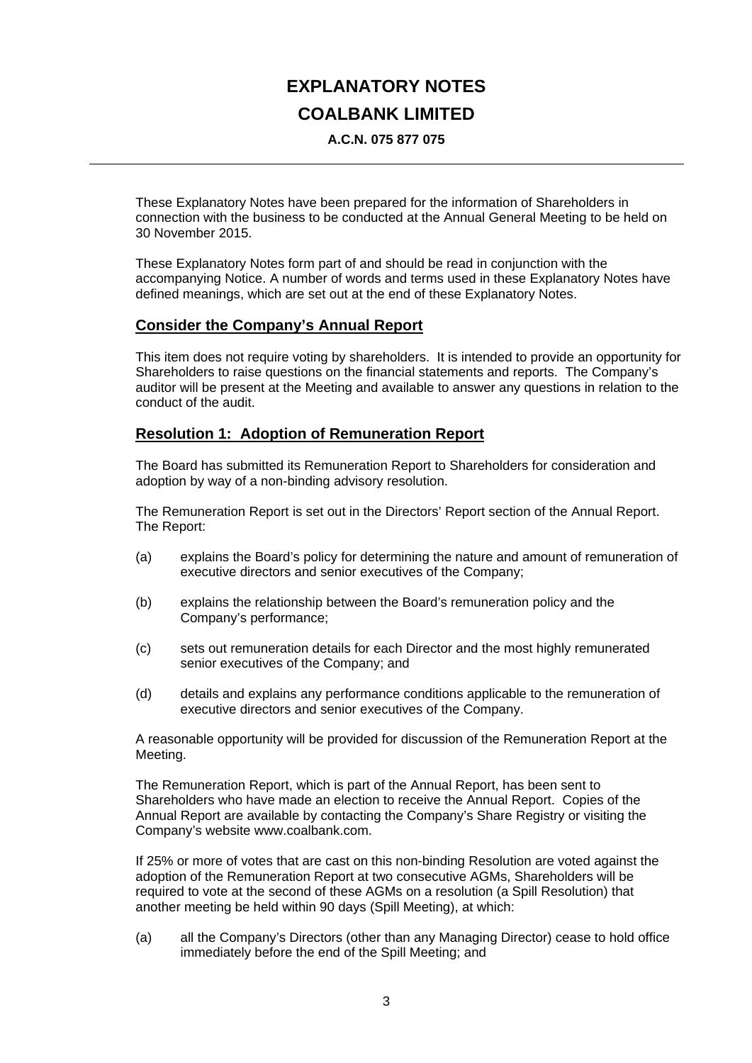# EXPLANATORY NOTES

# COALBANK LIMITED

**A.C.N. 075 877 075**

---

These Explanatory Notes have been prepared for the information of Shareholders in connection with the business to be conducted at the Annual General Meeting to be held on 30 November 2015.

These Explanatory Notes form part of and should be read in conjunction with the accompanying Notice. A number of words and terms used in these Explanatory Notes have defined meanings, which are set out at the end of these Explanatory Notes.

## Consider the Company's Annual Report

This item does not require voting by shareholders. It is intended to provide an opportunity for Shareholders to raise questions on the financial statements and reports. The Company's auditor will be present at the Meeting and available to answer any questions in relation to the conduct of the audit.

## Resolution 1: Adoption of Remuneration Report

The Board has submitted its Remuneration Report to Shareholders for consideration and adoption by way of a non-binding advisory resolution.

The Remuneration Report is set out in the Directors' Report section of the Annual Report. The Report:

(a) explains the Board's policy for determining the nature and amount of remuneration of executive directors and senior executives of the Company;

(b) explains the relationship between the Board's remuneration policy and the Company's performance;

(c) sets out remuneration details for each Director and the most highly remunerated senior executives of the Company; and

(d) details and explains any performance conditions applicable to the remuneration of executive directors and senior executives of the Company.

A reasonable opportunity will be provided for discussion of the Remuneration Report at the Meeting.

The Remuneration Report, which is part of the Annual Report, has been sent to Shareholders who have made an election to receive the Annual Report. Copies of the Annual Report are available by contacting the Company's Share Registry or visiting the Company's website www.coalbank.com.

If 25% or more of votes that are cast on this non-binding Resolution are voted against the adoption of the Remuneration Report at two consecutive AGMs, Shareholders will be required to vote at the second of these AGMs on a resolution (a Spill Resolution) that another meeting be held within 90 days (Spill Meeting), at which:

(a) all the Company's Directors (other than any Managing Director) cease to hold office immediately before the end of the Spill Meeting; and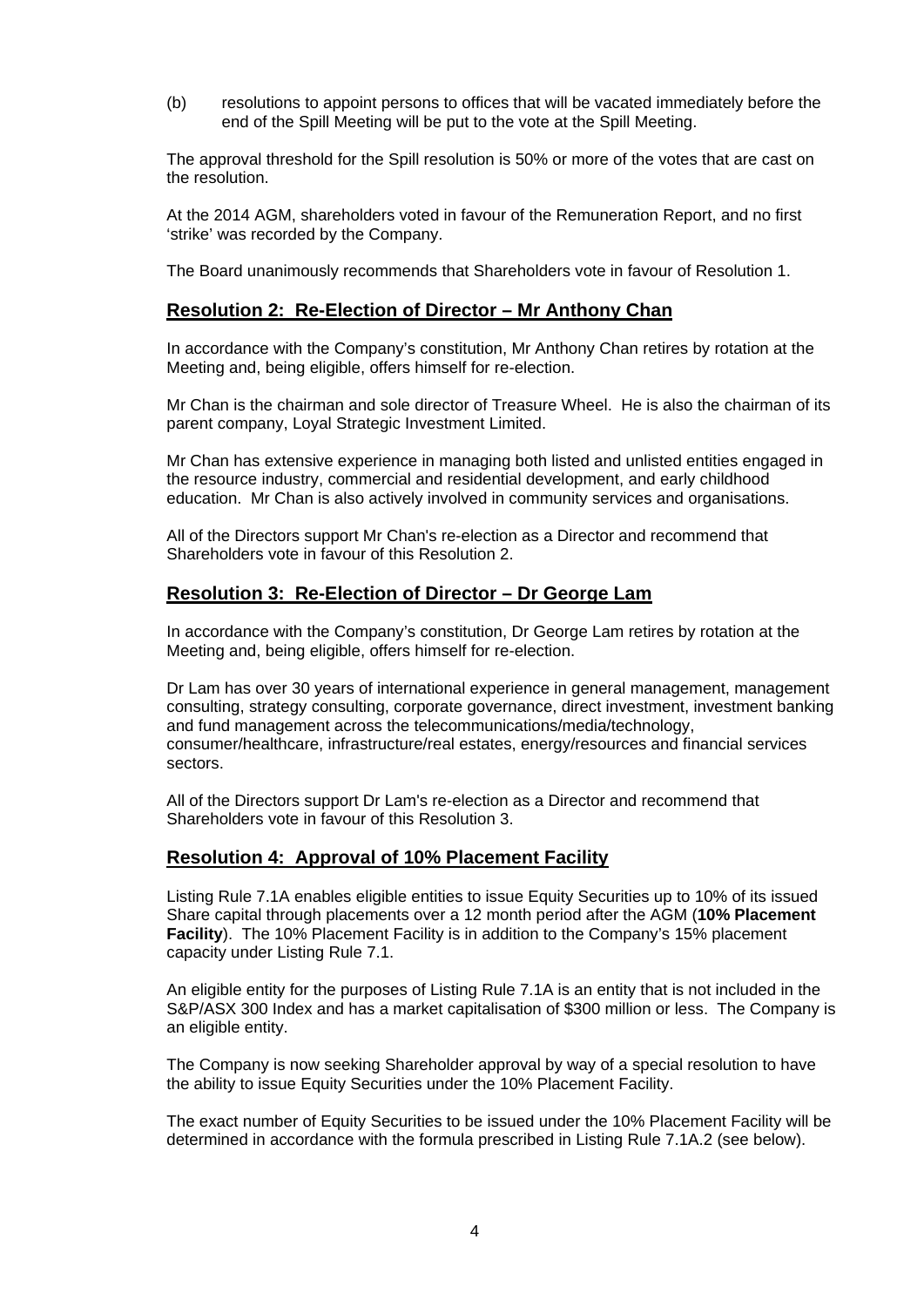(b) resolutions to appoint persons to offices that will be vacated immediately before the end of the Spill Meeting will be put to the vote at the Spill Meeting.

The approval threshold for the Spill resolution is 50% or more of the votes that are cast on the resolution.

At the 2014 AGM, shareholders voted in favour of the Remuneration Report, and no first 'strike' was recorded by the Company.

The Board unanimously recommends that Shareholders vote in favour of Resolution 1.

## Resolution 2: Re-Election of Director – Mr Anthony Chan

In accordance with the Company's constitution, Mr Anthony Chan retires by rotation at the Meeting and, being eligible, offers himself for re-election.

Mr Chan is the chairman and sole director of Treasure Wheel. He is also the chairman of its parent company, Loyal Strategic Investment Limited.

Mr Chan has extensive experience in managing both listed and unlisted entities engaged in the resource industry, commercial and residential development, and early childhood education. Mr Chan is also actively involved in community services and organisations.

All of the Directors support Mr Chan's re-election as a Director and recommend that Shareholders vote in favour of this Resolution 2.

## Resolution 3: Re-Election of Director – Dr George Lam

In accordance with the Company's constitution, Dr George Lam retires by rotation at the Meeting and, being eligible, offers himself for re-election.

Dr Lam has over 30 years of international experience in general management, management consulting, strategy consulting, corporate governance, direct investment, investment banking and fund management across the telecommunications/media/technology, consumer/healthcare, infrastructure/real estates, energy/resources and financial services sectors.

All of the Directors support Dr Lam's re-election as a Director and recommend that Shareholders vote in favour of this Resolution 3.

## Resolution 4: Approval of 10% Placement Facility

Listing Rule 7.1A enables eligible entities to issue Equity Securities up to 10% of its issued Share capital through placements over a 12 month period after the AGM (**10% Placement Facility**). The 10% Placement Facility is in addition to the Company's 15% placement capacity under Listing Rule 7.1.

An eligible entity for the purposes of Listing Rule 7.1A is an entity that is not included in the S&P/ASX 300 Index and has a market capitalisation of $300 million or less. The Company is an eligible entity.

The Company is now seeking Shareholder approval by way of a special resolution to have the ability to issue Equity Securities under the 10% Placement Facility.

The exact number of Equity Securities to be issued under the 10% Placement Facility will be determined in accordance with the formula prescribed in Listing Rule 7.1A.2 (see below).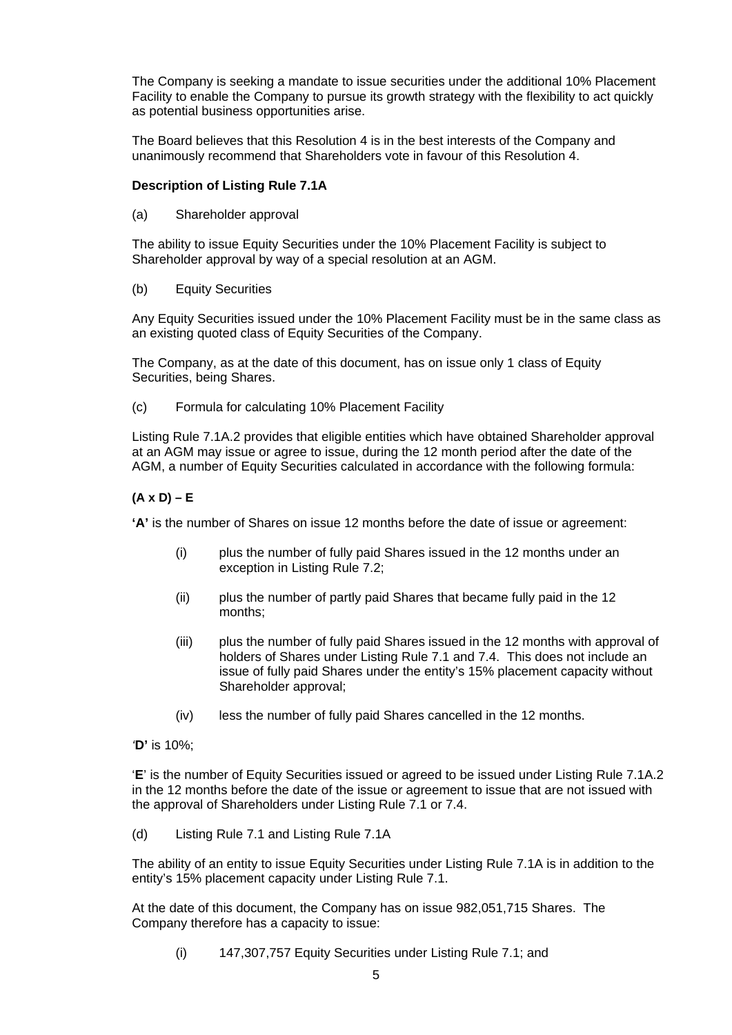The Company is seeking a mandate to issue securities under the additional 10% Placement Facility to enable the Company to pursue its growth strategy with the flexibility to act quickly as potential business opportunities arise.

The Board believes that this Resolution 4 is in the best interests of the Company and unanimously recommend that Shareholders vote in favour of this Resolution 4.

**Description of Listing Rule 7.1A**

(a) Shareholder approval

The ability to issue Equity Securities under the 10% Placement Facility is subject to Shareholder approval by way of a special resolution at an AGM.

(b) Equity Securities

Any Equity Securities issued under the 10% Placement Facility must be in the same class as an existing quoted class of Equity Securities of the Company.

The Company, as at the date of this document, has on issue only 1 class of Equity Securities, being Shares.

(c) Formula for calculating 10% Placement Facility

Listing Rule 7.1A.2 provides that eligible entities which have obtained Shareholder approval at an AGM may issue or agree to issue, during the 12 month period after the date of the AGM, a number of Equity Securities calculated in accordance with the following formula:

**(A x D) – E**

**'A'** is the number of Shares on issue 12 months before the date of issue or agreement:

(i) plus the number of fully paid Shares issued in the 12 months under an exception in Listing Rule 7.2;

(ii) plus the number of partly paid Shares that became fully paid in the 12 months;

(iii) plus the number of fully paid Shares issued in the 12 months with approval of holders of Shares under Listing Rule 7.1 and 7.4. This does not include an issue of fully paid Shares under the entity's 15% placement capacity without Shareholder approval;

(iv) less the number of fully paid Shares cancelled in the 12 months.

**'D'** is 10%;

'**E**' is the number of Equity Securities issued or agreed to be issued under Listing Rule 7.1A.2 in the 12 months before the date of the issue or agreement to issue that are not issued with the approval of Shareholders under Listing Rule 7.1 or 7.4.

(d) Listing Rule 7.1 and Listing Rule 7.1A

The ability of an entity to issue Equity Securities under Listing Rule 7.1A is in addition to the entity's 15% placement capacity under Listing Rule 7.1.

At the date of this document, the Company has on issue 982,051,715 Shares. The Company therefore has a capacity to issue:

(i) 147,307,757 Equity Securities under Listing Rule 7.1; and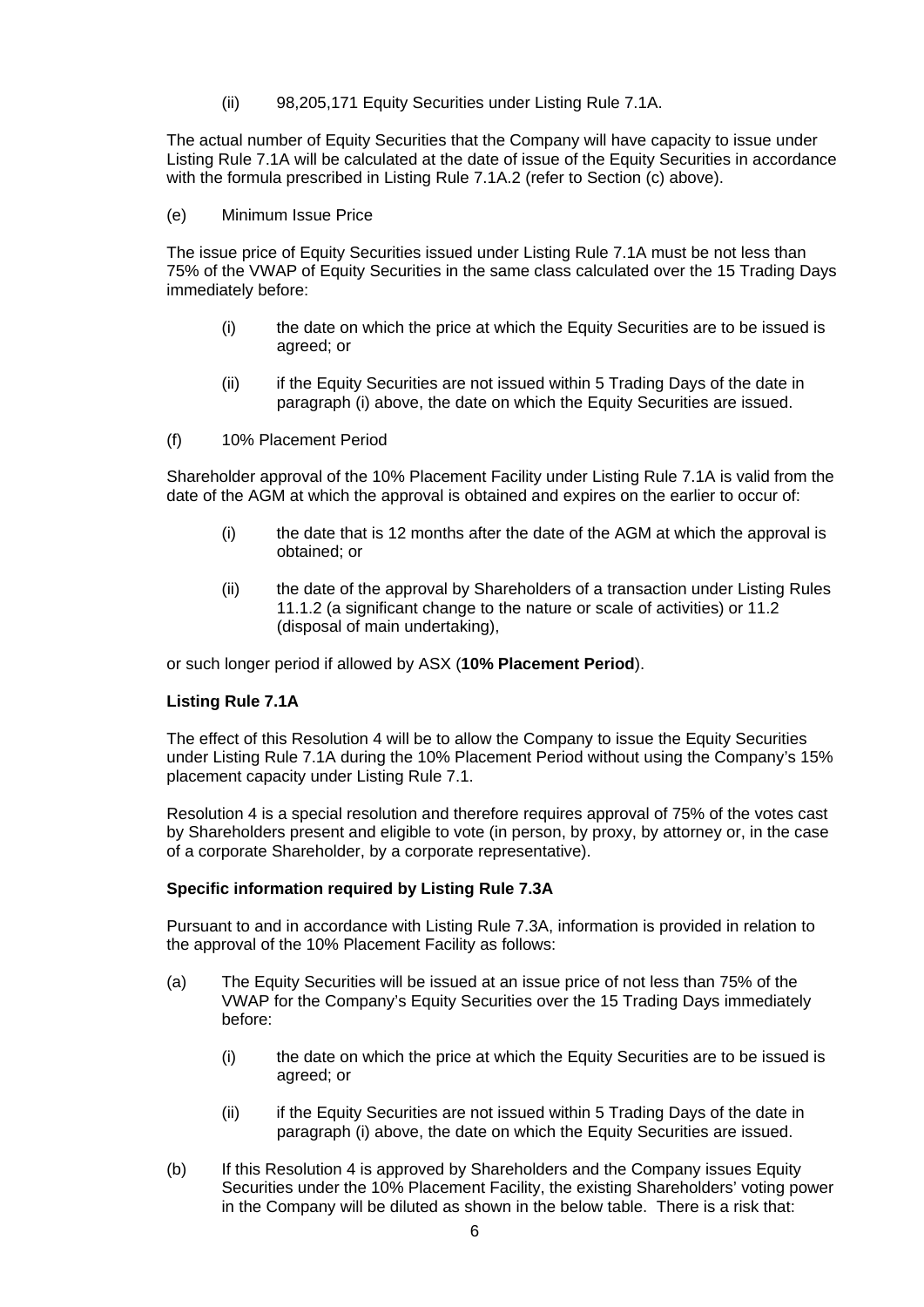(ii) 98,205,171 Equity Securities under Listing Rule 7.1A.

The actual number of Equity Securities that the Company will have capacity to issue under Listing Rule 7.1A will be calculated at the date of issue of the Equity Securities in accordance with the formula prescribed in Listing Rule 7.1A.2 (refer to Section (c) above).

(e) Minimum Issue Price

The issue price of Equity Securities issued under Listing Rule 7.1A must be not less than 75% of the VWAP of Equity Securities in the same class calculated over the 15 Trading Days immediately before:

(i) the date on which the price at which the Equity Securities are to be issued is agreed; or

(ii) if the Equity Securities are not issued within 5 Trading Days of the date in paragraph (i) above, the date on which the Equity Securities are issued.

(f) 10% Placement Period

Shareholder approval of the 10% Placement Facility under Listing Rule 7.1A is valid from the date of the AGM at which the approval is obtained and expires on the earlier to occur of:

(i) the date that is 12 months after the date of the AGM at which the approval is obtained; or

(ii) the date of the approval by Shareholders of a transaction under Listing Rules 11.1.2 (a significant change to the nature or scale of activities) or 11.2 (disposal of main undertaking),

or such longer period if allowed by ASX (**10% Placement Period**).

**Listing Rule 7.1A**

The effect of this Resolution 4 will be to allow the Company to issue the Equity Securities under Listing Rule 7.1A during the 10% Placement Period without using the Company's 15% placement capacity under Listing Rule 7.1.

Resolution 4 is a special resolution and therefore requires approval of 75% of the votes cast by Shareholders present and eligible to vote (in person, by proxy, by attorney or, in the case of a corporate Shareholder, by a corporate representative).

**Specific information required by Listing Rule 7.3A**

Pursuant to and in accordance with Listing Rule 7.3A, information is provided in relation to the approval of the 10% Placement Facility as follows:

(a) The Equity Securities will be issued at an issue price of not less than 75% of the VWAP for the Company's Equity Securities over the 15 Trading Days immediately before:

(i) the date on which the price at which the Equity Securities are to be issued is agreed; or

(ii) if the Equity Securities are not issued within 5 Trading Days of the date in paragraph (i) above, the date on which the Equity Securities are issued.

(b) If this Resolution 4 is approved by Shareholders and the Company issues Equity Securities under the 10% Placement Facility, the existing Shareholders' voting power in the Company will be diluted as shown in the below table. There is a risk that: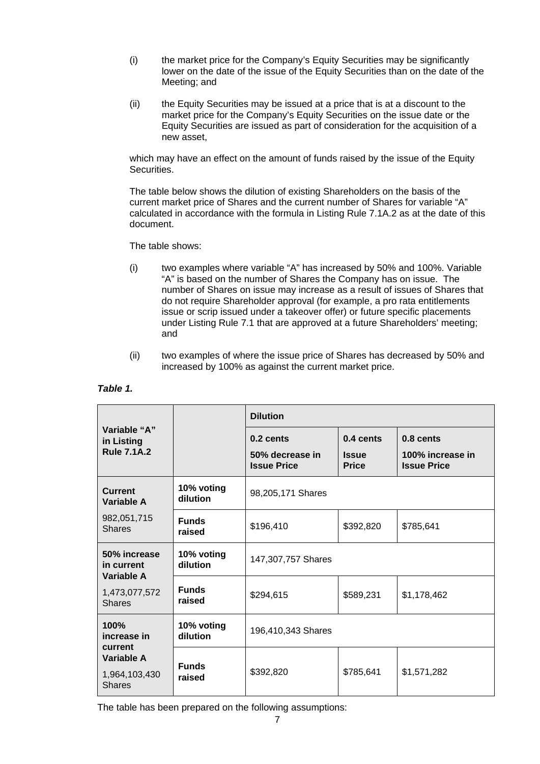(i) the market price for the Company's Equity Securities may be significantly lower on the date of the issue of the Equity Securities than on the date of the Meeting; and

(ii) the Equity Securities may be issued at a price that is at a discount to the market price for the Company's Equity Securities on the issue date or the Equity Securities are issued as part of consideration for the acquisition of a new asset,

which may have an effect on the amount of funds raised by the issue of the Equity Securities.

The table below shows the dilution of existing Shareholders on the basis of the current market price of Shares and the current number of Shares for variable "A" calculated in accordance with the formula in Listing Rule 7.1A.2 as at the date of this document.

The table shows:

(i) two examples where variable "A" has increased by 50% and 100%. Variable "A" is based on the number of Shares the Company has on issue. The number of Shares on issue may increase as a result of issues of Shares that do not require Shareholder approval (for example, a pro rata entitlements issue or scrip issued under a takeover offer) or future specific placements under Listing Rule 7.1 that are approved at a future Shareholders' meeting; and

(ii) two examples of where the issue price of Shares has decreased by 50% and increased by 100% as against the current market price.

***Table 1.***

| **Variable "A" in Listing Rule 7.1A.2** | | **Dilution** | | |
|---|---|---|---|---|
| | | **0.2 cents**<br>**50% decrease in Issue Price** | **0.4 cents**<br>**Issue Price** | **0.8 cents**<br>**100% increase in Issue Price** |
| **Current Variable A**<br>982,051,715 Shares | **10% voting dilution** | 98,205,171 Shares | | |
| | **Funds raised** | $196,410 | $392,820 | $785,641 |
| **50% increase in current Variable A**<br>1,473,077,572 Shares | **10% voting dilution** | 147,307,757 Shares | | |
| | **Funds raised** | $294,615 | $589,231 | $1,178,462 |
| **100% increase in current Variable A**<br>1,964,103,430 Shares | **10% voting dilution** | 196,410,343 Shares | | |
| | **Funds raised** | $392,820 | $785,641 | $1,571,282 |

The table has been prepared on the following assumptions: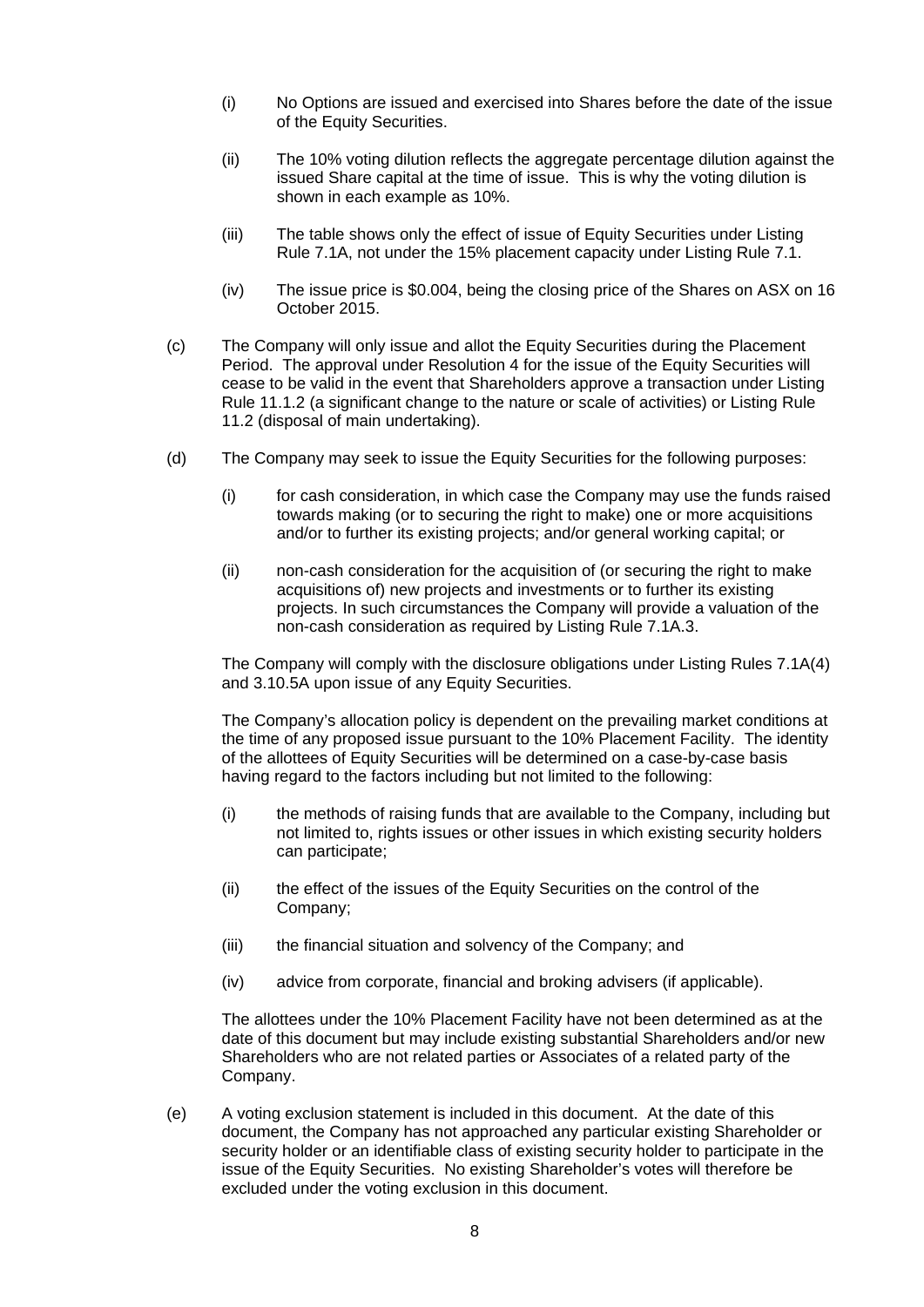(i) No Options are issued and exercised into Shares before the date of the issue of the Equity Securities.

(ii) The 10% voting dilution reflects the aggregate percentage dilution against the issued Share capital at the time of issue. This is why the voting dilution is shown in each example as 10%.

(iii) The table shows only the effect of issue of Equity Securities under Listing Rule 7.1A, not under the 15% placement capacity under Listing Rule 7.1.

(iv) The issue price is $0.004, being the closing price of the Shares on ASX on 16 October 2015.

(c) The Company will only issue and allot the Equity Securities during the Placement Period. The approval under Resolution 4 for the issue of the Equity Securities will cease to be valid in the event that Shareholders approve a transaction under Listing Rule 11.1.2 (a significant change to the nature or scale of activities) or Listing Rule 11.2 (disposal of main undertaking).

(d) The Company may seek to issue the Equity Securities for the following purposes:

(i) for cash consideration, in which case the Company may use the funds raised towards making (or to securing the right to make) one or more acquisitions and/or to further its existing projects; and/or general working capital; or

(ii) non-cash consideration for the acquisition of (or securing the right to make acquisitions of) new projects and investments or to further its existing projects. In such circumstances the Company will provide a valuation of the non-cash consideration as required by Listing Rule 7.1A.3.

The Company will comply with the disclosure obligations under Listing Rules 7.1A(4) and 3.10.5A upon issue of any Equity Securities.

The Company's allocation policy is dependent on the prevailing market conditions at the time of any proposed issue pursuant to the 10% Placement Facility. The identity of the allottees of Equity Securities will be determined on a case-by-case basis having regard to the factors including but not limited to the following:

(i) the methods of raising funds that are available to the Company, including but not limited to, rights issues or other issues in which existing security holders can participate;

(ii) the effect of the issues of the Equity Securities on the control of the Company;

(iii) the financial situation and solvency of the Company; and

(iv) advice from corporate, financial and broking advisers (if applicable).

The allottees under the 10% Placement Facility have not been determined as at the date of this document but may include existing substantial Shareholders and/or new Shareholders who are not related parties or Associates of a related party of the Company.

(e) A voting exclusion statement is included in this document. At the date of this document, the Company has not approached any particular existing Shareholder or security holder or an identifiable class of existing security holder to participate in the issue of the Equity Securities. No existing Shareholder's votes will therefore be excluded under the voting exclusion in this document.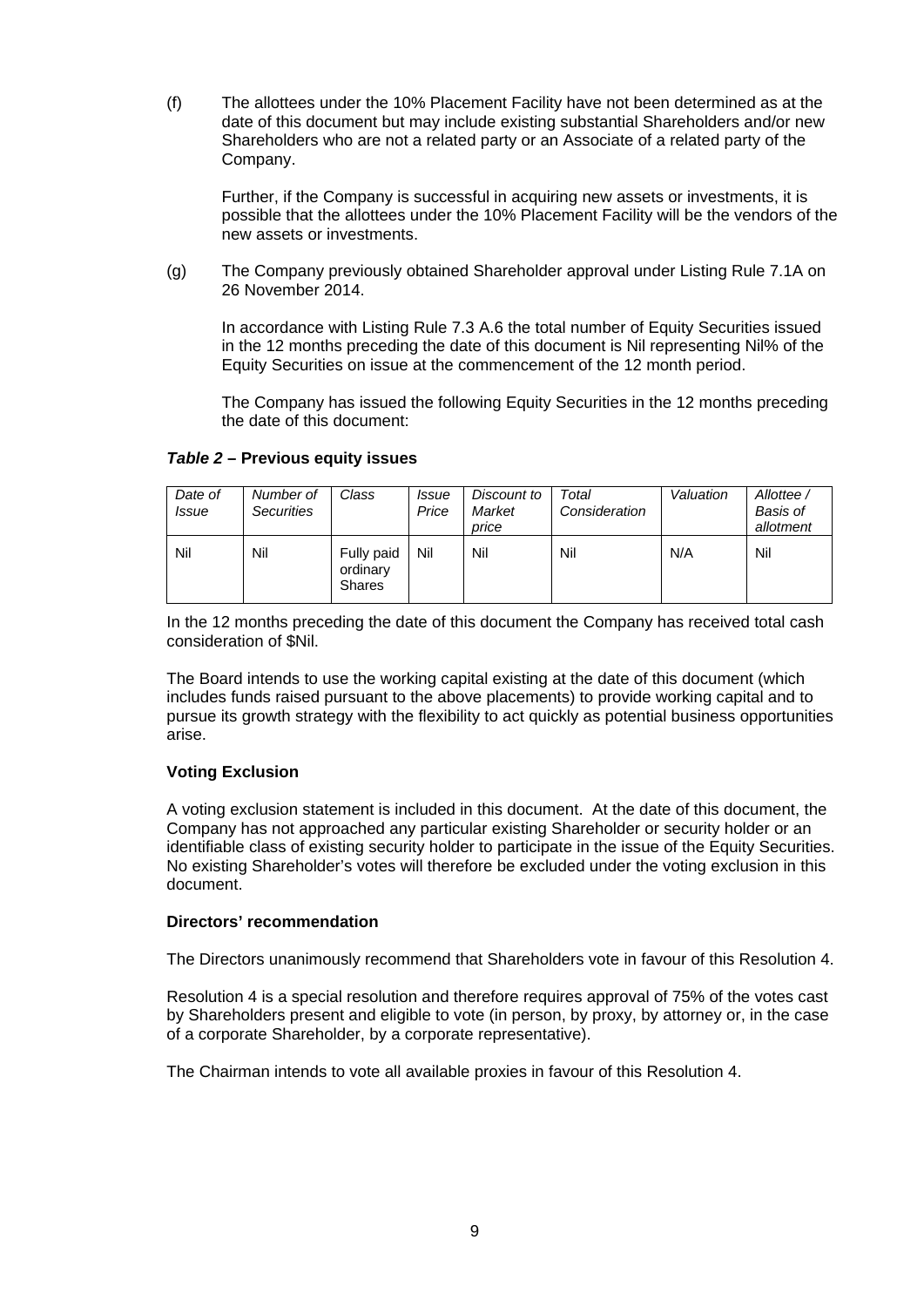(f) The allottees under the 10% Placement Facility have not been determined as at the date of this document but may include existing substantial Shareholders and/or new Shareholders who are not a related party or an Associate of a related party of the Company.

Further, if the Company is successful in acquiring new assets or investments, it is possible that the allottees under the 10% Placement Facility will be the vendors of the new assets or investments.

(g) The Company previously obtained Shareholder approval under Listing Rule 7.1A on 26 November 2014.

In accordance with Listing Rule 7.3 A.6 the total number of Equity Securities issued in the 12 months preceding the date of this document is Nil representing Nil% of the Equity Securities on issue at the commencement of the 12 month period.

The Company has issued the following Equity Securities in the 12 months preceding the date of this document:

***Table 2* – Previous equity issues**

| *Date of Issue* | *Number of Securities* | *Class* | *Issue Price* | *Discount to Market price* | *Total Consideration* | *Valuation* | *Allottee / Basis of allotment* |
|---|---|---|---|---|---|---|---|
| Nil | Nil | Fully paid ordinary Shares | Nil | Nil | Nil | N/A | Nil |

In the 12 months preceding the date of this document the Company has received total cash consideration of $Nil.

The Board intends to use the working capital existing at the date of this document (which includes funds raised pursuant to the above placements) to provide working capital and to pursue its growth strategy with the flexibility to act quickly as potential business opportunities arise.

**Voting Exclusion**

A voting exclusion statement is included in this document. At the date of this document, the Company has not approached any particular existing Shareholder or security holder or an identifiable class of existing security holder to participate in the issue of the Equity Securities. No existing Shareholder's votes will therefore be excluded under the voting exclusion in this document.

**Directors' recommendation**

The Directors unanimously recommend that Shareholders vote in favour of this Resolution 4.

Resolution 4 is a special resolution and therefore requires approval of 75% of the votes cast by Shareholders present and eligible to vote (in person, by proxy, by attorney or, in the case of a corporate Shareholder, by a corporate representative).

The Chairman intends to vote all available proxies in favour of this Resolution 4.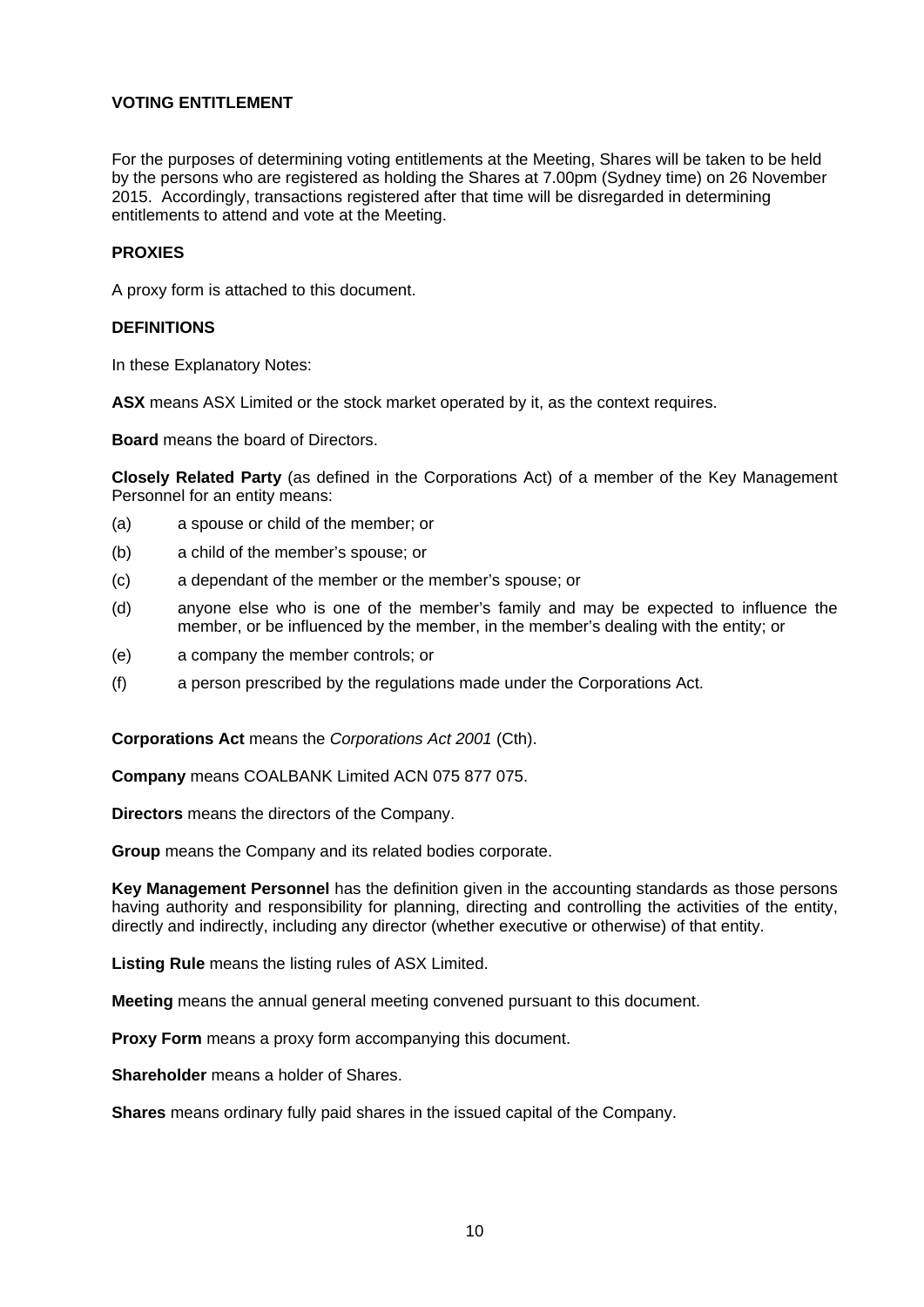## VOTING ENTITLEMENT

For the purposes of determining voting entitlements at the Meeting, Shares will be taken to be held by the persons who are registered as holding the Shares at 7.00pm (Sydney time) on 26 November 2015. Accordingly, transactions registered after that time will be disregarded in determining entitlements to attend and vote at the Meeting.

## PROXIES

A proxy form is attached to this document.

## DEFINITIONS

In these Explanatory Notes:

**ASX** means ASX Limited or the stock market operated by it, as the context requires.

**Board** means the board of Directors.

**Closely Related Party** (as defined in the Corporations Act) of a member of the Key Management Personnel for an entity means:

(a) a spouse or child of the member; or

(b) a child of the member's spouse; or

(c) a dependant of the member or the member's spouse; or

(d) anyone else who is one of the member's family and may be expected to influence the member, or be influenced by the member, in the member's dealing with the entity; or

(e) a company the member controls; or

(f) a person prescribed by the regulations made under the Corporations Act.

**Corporations Act** means the *Corporations Act 2001* (Cth).

**Company** means COALBANK Limited ACN 075 877 075.

**Directors** means the directors of the Company.

**Group** means the Company and its related bodies corporate.

**Key Management Personnel** has the definition given in the accounting standards as those persons having authority and responsibility for planning, directing and controlling the activities of the entity, directly and indirectly, including any director (whether executive or otherwise) of that entity.

**Listing Rule** means the listing rules of ASX Limited.

**Meeting** means the annual general meeting convened pursuant to this document.

**Proxy Form** means a proxy form accompanying this document.

**Shareholder** means a holder of Shares.

**Shares** means ordinary fully paid shares in the issued capital of the Company.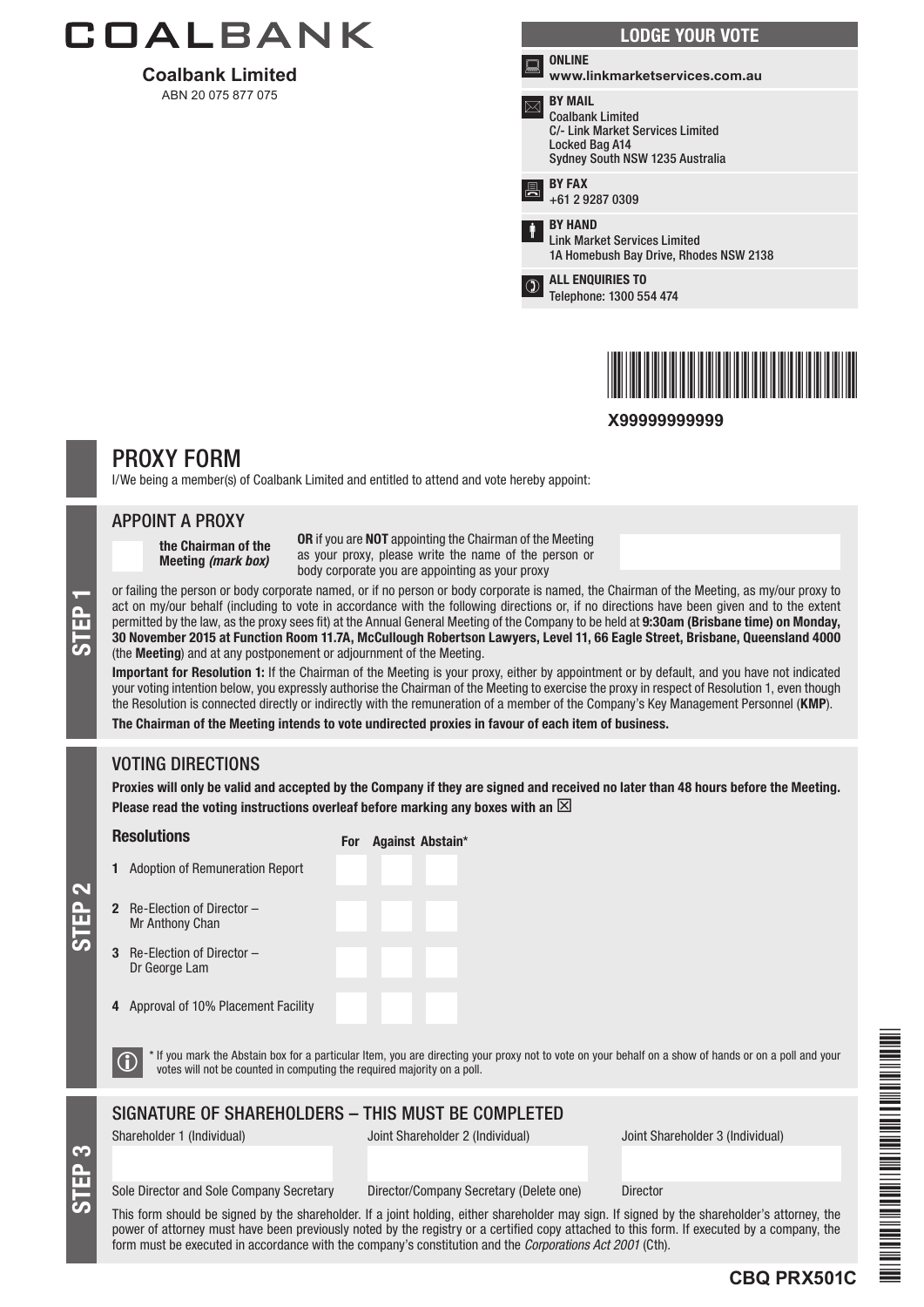# COALBANK

**Coalbank Limited**
ABN 20 075 877 075

## LODGE YOUR VOTE

**ONLINE**
**www.linkmarketservices.com.au**

**BY MAIL**
Coalbank Limited
C/- Link Market Services Limited
Locked Bag A14
Sydney South NSW 1235 Australia

**BY FAX**
+61 2 9287 0309

**BY HAND**
Link Market Services Limited
1A Homebush Bay Drive, Rhodes NSW 2138

**ALL ENQUIRIES TO**
Telephone: 1300 554 474

**X99999999999**

# PROXY FORM

I/We being a member(s) of Coalbank Limited and entitled to attend and vote hereby appoint:

## STEP 1

### APPOINT A PROXY

☐ **the Chairman of the Meeting *(mark box)***

**OR** if you are **NOT** appointing the Chairman of the Meeting as your proxy, please write the name of the person or body corporate you are appointing as your proxy

or failing the person or body corporate named, or if no person or body corporate is named, the Chairman of the Meeting, as my/our proxy to act on my/our behalf (including to vote in accordance with the following directions or, if no directions have been given and to the extent permitted by the law, as the proxy sees fit) at the Annual General Meeting of the Company to be held at **9:30am (Brisbane time) on Monday, 30 November 2015 at Function Room 11.7A, McCullough Robertson Lawyers, Level 11, 66 Eagle Street, Brisbane, Queensland 4000** (the **Meeting**) and at any postponement or adjournment of the Meeting.

**Important for Resolution 1:** If the Chairman of the Meeting is your proxy, either by appointment or by default, and you have not indicated your voting intention below, you expressly authorise the Chairman of the Meeting to exercise the proxy in respect of Resolution 1, even though the Resolution is connected directly or indirectly with the remuneration of a member of the Company's Key Management Personnel (**KMP**).

**The Chairman of the Meeting intends to vote undirected proxies in favour of each item of business.**

## STEP 2

### VOTING DIRECTIONS

**Proxies will only be valid and accepted by the Company if they are signed and received no later than 48 hours before the Meeting.**
**Please read the voting instructions overleaf before marking any boxes with an ☒**

| Resolutions | For | Against | Abstain* |
|---|---|---|---|
| **1** Adoption of Remuneration Report | | | |
| **2** Re-Election of Director – Mr Anthony Chan | | | |
| **3** Re-Election of Director – Dr George Lam | | | |
| **4** Approval of 10% Placement Facility | | | |

\* If you mark the Abstain box for a particular Item, you are directing your proxy not to vote on your behalf on a show of hands or on a poll and your votes will not be counted in computing the required majority on a poll.

## STEP 3

### SIGNATURE OF SHAREHOLDERS – THIS MUST BE COMPLETED

| Shareholder 1 (Individual) | Joint Shareholder 2 (Individual) | Joint Shareholder 3 (Individual) |
|---|---|---|
| | | |
| Sole Director and Sole Company Secretary | Director/Company Secretary (Delete one) | Director |

This form should be signed by the shareholder. If a joint holding, either shareholder may sign. If signed by the shareholder's attorney, the power of attorney must have been previously noted by the registry or a certified copy attached to this form. If executed by a company, the form must be executed in accordance with the company's constitution and the *Corporations Act 2001* (Cth).

**CBQ PRX501C**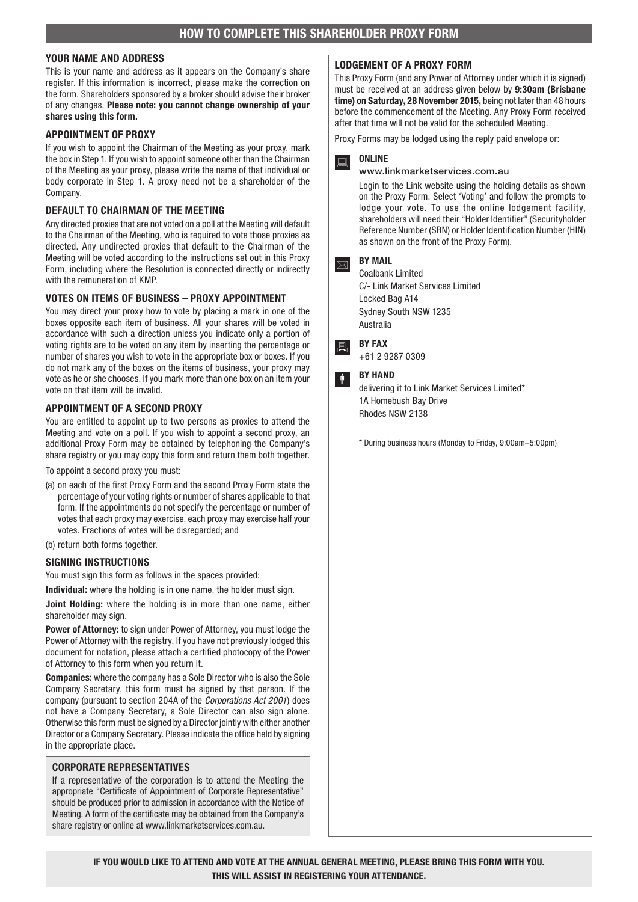# HOW TO COMPLETE THIS SHAREHOLDER PROXY FORM

### YOUR NAME AND ADDRESS

This is your name and address as it appears on the Company's share register. If this information is incorrect, please make the correction on the form. Shareholders sponsored by a broker should advise their broker of any changes. **Please note: you cannot change ownership of your shares using this form.**

### APPOINTMENT OF PROXY

If you wish to appoint the Chairman of the Meeting as your proxy, mark the box in Step 1. If you wish to appoint someone other than the Chairman of the Meeting as your proxy, please write the name of that individual or body corporate in Step 1. A proxy need not be a shareholder of the Company.

### DEFAULT TO CHAIRMAN OF THE MEETING

Any directed proxies that are not voted on a poll at the Meeting will default to the Chairman of the Meeting, who is required to vote those proxies as directed. Any undirected proxies that default to the Chairman of the Meeting will be voted according to the instructions set out in this Proxy Form, including where the Resolution is connected directly or indirectly with the remuneration of KMP.

### VOTES ON ITEMS OF BUSINESS – PROXY APPOINTMENT

You may direct your proxy how to vote by placing a mark in one of the boxes opposite each item of business. All your shares will be voted in accordance with such a direction unless you indicate only a portion of voting rights are to be voted on any item by inserting the percentage or number of shares you wish to vote in the appropriate box or boxes. If you do not mark any of the boxes on the items of business, your proxy may vote as he or she chooses. If you mark more than one box on an item your vote on that item will be invalid.

### APPOINTMENT OF A SECOND PROXY

You are entitled to appoint up to two persons as proxies to attend the Meeting and vote on a poll. If you wish to appoint a second proxy, an additional Proxy Form may be obtained by telephoning the Company's share registry or you may copy this form and return them both together.

To appoint a second proxy you must:

(a) on each of the first Proxy Form and the second Proxy Form state the percentage of your voting rights or number of shares applicable to that form. If the appointments do not specify the percentage or number of votes that each proxy may exercise, each proxy may exercise half your votes. Fractions of votes will be disregarded; and

(b) return both forms together.

### SIGNING INSTRUCTIONS

You must sign this form as follows in the spaces provided:

**Individual:** where the holding is in one name, the holder must sign.

**Joint Holding:** where the holding is in more than one name, either shareholder may sign.

**Power of Attorney:** to sign under Power of Attorney, you must lodge the Power of Attorney with the registry. If you have not previously lodged this document for notation, please attach a certified photocopy of the Power of Attorney to this form when you return it.

**Companies:** where the company has a Sole Director who is also the Sole Company Secretary, this form must be signed by that person. If the company (pursuant to section 204A of the *Corporations Act 2001*) does not have a Company Secretary, a Sole Director can also sign alone. Otherwise this form must be signed by a Director jointly with either another Director or a Company Secretary. Please indicate the office held by signing in the appropriate place.

### CORPORATE REPRESENTATIVES

If a representative of the corporation is to attend the Meeting the appropriate "Certificate of Appointment of Corporate Representative" should be produced prior to admission in accordance with the Notice of Meeting. A form of the certificate may be obtained from the Company's share registry or online at www.linkmarketservices.com.au.

### LODGEMENT OF A PROXY FORM

This Proxy Form (and any Power of Attorney under which it is signed) must be received at an address given below by **9:30am (Brisbane time) on Saturday, 28 November 2015,** being not later than 48 hours before the commencement of the Meeting. Any Proxy Form received after that time will not be valid for the scheduled Meeting.

Proxy Forms may be lodged using the reply paid envelope or:

**ONLINE**

www.linkmarketservices.com.au

Login to the Link website using the holding details as shown on the Proxy Form. Select 'Voting' and follow the prompts to lodge your vote. To use the online lodgement facility, shareholders will need their "Holder Identifier" (Securityholder Reference Number (SRN) or Holder Identification Number (HIN) as shown on the front of the Proxy Form).

**BY MAIL**

Coalbank Limited
C/- Link Market Services Limited
Locked Bag A14
Sydney South NSW 1235
Australia

**BY FAX**

+61 2 9287 0309

**BY HAND**

delivering it to Link Market Services Limited*
1A Homebush Bay Drive
Rhodes NSW 2138

\* During business hours (Monday to Friday, 9:00am–5:00pm)

**IF YOU WOULD LIKE TO ATTEND AND VOTE AT THE ANNUAL GENERAL MEETING, PLEASE BRING THIS FORM WITH YOU. THIS WILL ASSIST IN REGISTERING YOUR ATTENDANCE.**